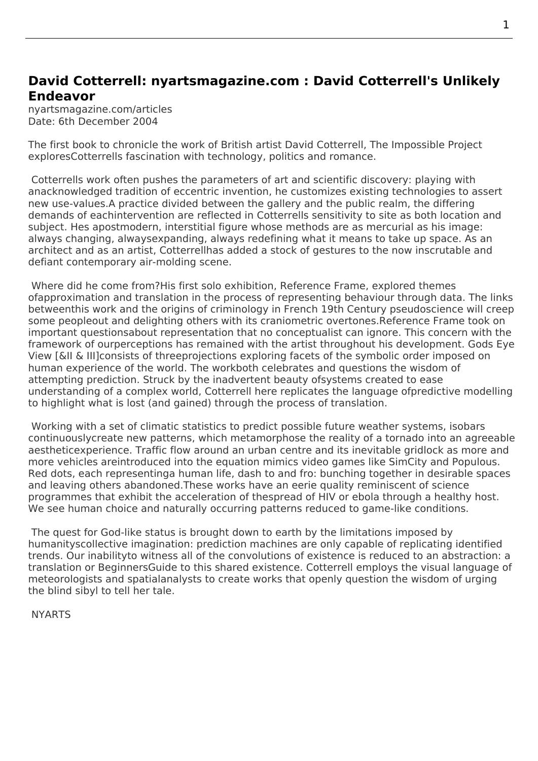## David Cotterrell: nyartsmagazine.com : David Cotterrell's Unlikely Endeavor

nyartsmagazine.com/articles
Date: 6th December 2004

The first book to chronicle the work of British artist David Cotterrell, The Impossible Project exploresCotterrells fascination with technology, politics and romance.

Cotterrells work often pushes the parameters of art and scientific discovery: playing with anacknowledged tradition of eccentric invention, he customizes existing technologies to assert new use-values.A practice divided between the gallery and the public realm, the differing demands of eachintervention are reflected in Cotterrells sensitivity to site as both location and subject. Hes apostmodern, interstitial figure whose methods are as mercurial as his image: always changing, alwaysexpanding, always redefining what it means to take up space. As an architect and as an artist, Cotterrellhas added a stock of gestures to the now inscrutable and defiant contemporary air-molding scene.

Where did he come from?His first solo exhibition, Reference Frame, explored themes ofapproximation and translation in the process of representing behaviour through data. The links betweenthis work and the origins of criminology in French 19th Century pseudoscience will creep some peopleout and delighting others with its craniometric overtones.Reference Frame took on important questionsabout representation that no conceptualist can ignore. This concern with the framework of ourperceptions has remained with the artist throughout his development. Gods Eye View [&II & III]consists of threeprojections exploring facets of the symbolic order imposed on human experience of the world. The workboth celebrates and questions the wisdom of attempting prediction. Struck by the inadvertent beauty ofsystems created to ease understanding of a complex world, Cotterrell here replicates the language ofpredictive modelling to highlight what is lost (and gained) through the process of translation.

Working with a set of climatic statistics to predict possible future weather systems, isobars continuouslycreate new patterns, which metamorphose the reality of a tornado into an agreeable aestheticexperience. Traffic flow around an urban centre and its inevitable gridlock as more and more vehicles areintroduced into the equation mimics video games like SimCity and Populous. Red dots, each representinga human life, dash to and fro: bunching together in desirable spaces and leaving others abandoned.These works have an eerie quality reminiscent of science programmes that exhibit the acceleration of thespread of HIV or ebola through a healthy host. We see human choice and naturally occurring patterns reduced to game-like conditions.

The quest for God-like status is brought down to earth by the limitations imposed by humanityscollective imagination: prediction machines are only capable of replicating identified trends. Our inabilityto witness all of the convolutions of existence is reduced to an abstraction: a translation or BeginnersGuide to this shared existence. Cotterrell employs the visual language of meteorologists and spatialanalysts to create works that openly question the wisdom of urging the blind sibyl to tell her tale.

NYARTS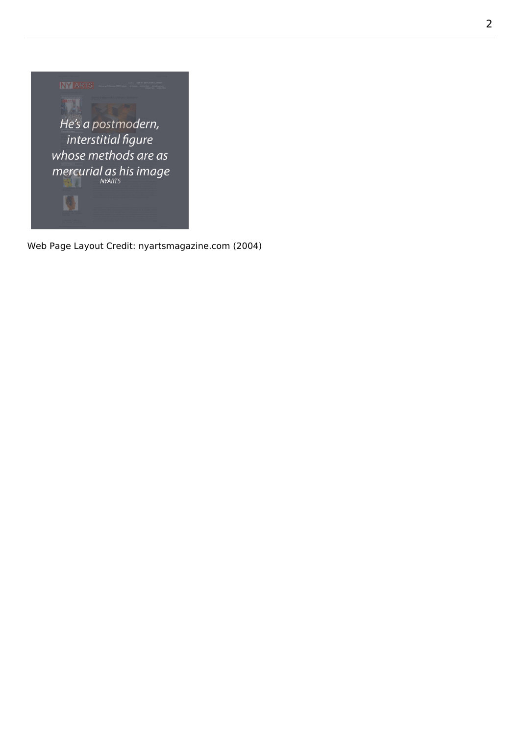He's a postmodern, interstitial figure whose methods are as mercurial as his image

NYARTS

Web Page Layout Credit: nyartsmagazine.com (2004)